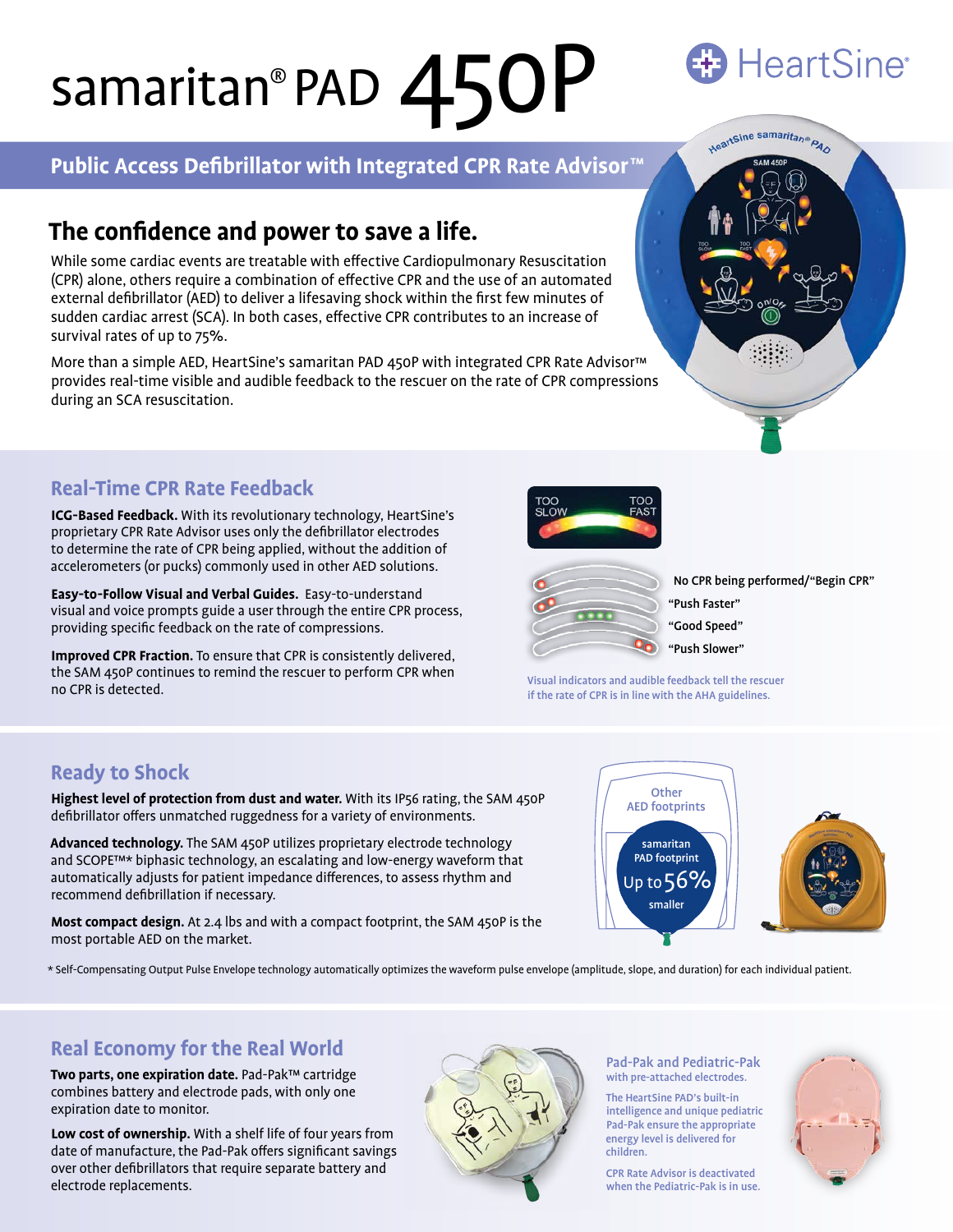# samaritan® PAD 450P

HeartSine®

## Public Access Defibrillator with Integrated CPR Rate Advisor™

## The confidence and power to save a life.

While some cardiac events are treatable with effective Cardiopulmonary Resuscitation (CPR) alone, others require a combination of effective CPR and the use of an automated external defibrillator (AED) to deliver a lifesaving shock within the first few minutes of sudden cardiac arrest (SCA). In both cases, effective CPR contributes to an increase of survival rates of up to 75%.

More than a simple AED, HeartSine's samaritan PAD 450P with integrated CPR Rate Advisor™ provides real-time visible and audible feedback to the rescuer on the rate of CPR compressions during an SCA resuscitation.

## Real-Time CPR Rate Feedback

**ICG-Based Feedback.** With its revolutionary technology, HeartSine's proprietary CPR Rate Advisor uses only the defibrillator electrodes to determine the rate of CPR being applied, without the addition of accelerometers (or pucks) commonly used in other AED solutions.

**Easy-to-Follow Visual and Verbal Guides.** Easy-to-understand visual and voice prompts guide a user through the entire CPR process, providing specific feedback on the rate of compressions.

**Improved CPR Fraction.** To ensure that CPR is consistently delivered, the SAM 450P continues to remind the rescuer to perform CPR when no CPR is detected.

TOO SLOW — TOO FAST

- No CPR being performed/"Begin CPR"
- "Push Faster"
- "Good Speed"
- "Push Slower"

Visual indicators and audible feedback tell the rescuer if the rate of CPR is in line with the AHA guidelines.

## Ready to Shock

**Highest level of protection from dust and water.** With its IP56 rating, the SAM 450P defibrillator offers unmatched ruggedness for a variety of environments.

**Advanced technology.** The SAM 450P utilizes proprietary electrode technology and SCOPE™* biphasic technology, an escalating and low-energy waveform that automatically adjusts for patient impedance differences, to assess rhythm and recommend defibrillation if necessary.

**Most compact design.** At 2.4 lbs and with a compact footprint, the SAM 450P is the most portable AED on the market.

Other AED footprints

samaritan PAD footprint Up to 56% smaller

* Self-Compensating Output Pulse Envelope technology automatically optimizes the waveform pulse envelope (amplitude, slope, and duration) for each individual patient.

## Real Economy for the Real World

**Two parts, one expiration date.** Pad-Pak™ cartridge combines battery and electrode pads, with only one expiration date to monitor.

**Low cost of ownership.** With a shelf life of four years from date of manufacture, the Pad-Pak offers significant savings over other defibrillators that require separate battery and electrode replacements.

### Pad-Pak and Pediatric-Pak

with pre-attached electrodes.

The HeartSine PAD's built-in intelligence and unique pediatric Pad-Pak ensure the appropriate energy level is delivered for children.

CPR Rate Advisor is deactivated when the Pediatric-Pak is in use.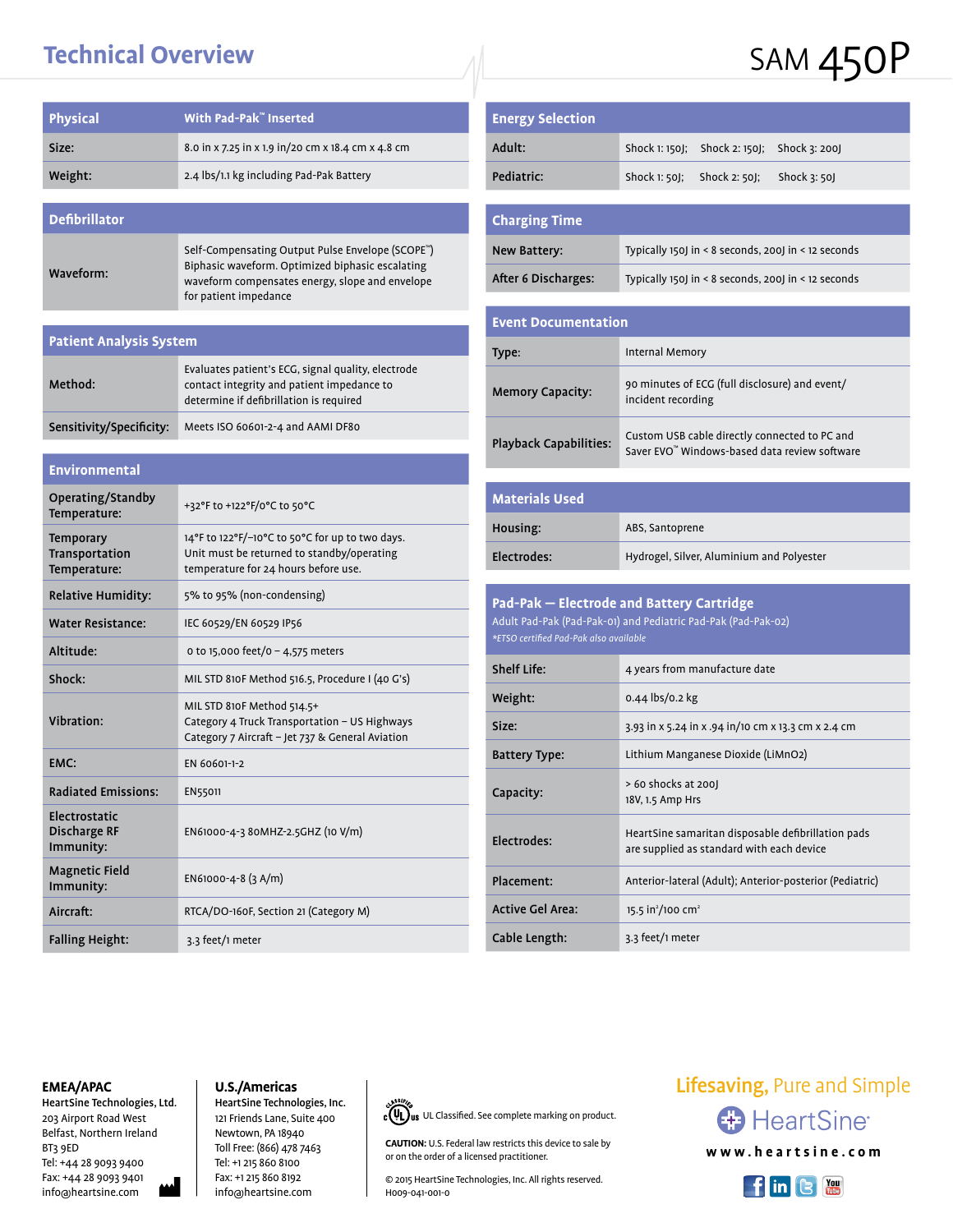# Technical Overview

SAM 450P

| Physical | With Pad-Pak™ Inserted |
|---|---|
| Size: | 8.0 in x 7.25 in x 1.9 in/20 cm x 18.4 cm x 4.8 cm |
| Weight: | 2.4 lbs/1.1 kg including Pad-Pak Battery |

| Defibrillator | |
|---|---|
| Waveform: | Self-Compensating Output Pulse Envelope (SCOPE™) Biphasic waveform. Optimized biphasic escalating waveform compensates energy, slope and envelope for patient impedance |

| Patient Analysis System | |
|---|---|
| Method: | Evaluates patient's ECG, signal quality, electrode contact integrity and patient impedance to determine if defibrillation is required |
| Sensitivity/Specificity: | Meets ISO 60601-2-4 and AAMI DF80 |

| Environmental | |
|---|---|
| Operating/Standby Temperature: | +32°F to +122°F/0°C to 50°C |
| Temporary Transportation Temperature: | 14°F to 122°F/–10°C to 50°C for up to two days. Unit must be returned to standby/operating temperature for 24 hours before use. |
| Relative Humidity: | 5% to 95% (non-condensing) |
| Water Resistance: | IEC 60529/EN 60529 IP56 |
| Altitude: | 0 to 15,000 feet/0 – 4,575 meters |
| Shock: | MIL STD 810F Method 516.5, Procedure I (40 G's) |
| Vibration: | MIL STD 810F Method 514.5+ Category 4 Truck Transportation – US Highways Category 7 Aircraft – Jet 737 & General Aviation |
| EMC: | EN 60601-1-2 |
| Radiated Emissions: | EN55011 |
| Electrostatic Discharge RF Immunity: | EN61000-4-3 80MHZ-2.5GHZ (10 V/m) |
| Magnetic Field Immunity: | EN61000-4-8 (3 A/m) |
| Aircraft: | RTCA/DO-160F, Section 21 (Category M) |
| Falling Height: | 3.3 feet/1 meter |

| Energy Selection | | | |
|---|---|---|---|
| Adult: | Shock 1: 150J; | Shock 2: 150J; | Shock 3: 200J |
| Pediatric: | Shock 1: 50J; | Shock 2: 50J; | Shock 3: 50J |

| Charging Time | |
|---|---|
| New Battery: | Typically 150J in < 8 seconds, 200J in < 12 seconds |
| After 6 Discharges: | Typically 150J in < 8 seconds, 200J in < 12 seconds |

| Event Documentation | |
|---|---|
| Type: | Internal Memory |
| Memory Capacity: | 90 minutes of ECG (full disclosure) and event/incident recording |
| Playback Capabilities: | Custom USB cable directly connected to PC and Saver EVO™ Windows-based data review software |

| Materials Used | |
|---|---|
| Housing: | ABS, Santoprene |
| Electrodes: | Hydrogel, Silver, Aluminium and Polyester |

**Pad-Pak — Electrode and Battery Cartridge**
Adult Pad-Pak (Pad-Pak-01) and Pediatric Pad-Pak (Pad-Pak-02)
*\*ETSO certified Pad-Pak also available*

| | |
|---|---|
| Shelf Life: | 4 years from manufacture date |
| Weight: | 0.44 lbs/0.2 kg |
| Size: | 3.93 in x 5.24 in x .94 in/10 cm x 13.3 cm x 2.4 cm |
| Battery Type: | Lithium Manganese Dioxide ($LiMnO_2$) |
| Capacity: | > 60 shocks at 200J 18V, 1.5 Amp Hrs |
| Electrodes: | HeartSine samaritan disposable defibrillation pads are supplied as standard with each device |
| Placement: | Anterior-lateral (Adult); Anterior-posterior (Pediatric) |
| Active Gel Area: | 15.5 in²/100 cm² |
| Cable Length: | 3.3 feet/1 meter |

**EMEA/APAC**
**HeartSine Technologies, Ltd.**
203 Airport Road West
Belfast, Northern Ireland
BT3 9ED
Tel: +44 28 9093 9400
Fax: +44 28 9093 9401
info@heartsine.com

**U.S./Americas**
**HeartSine Technologies, Inc.**
121 Friends Lane, Suite 400
Newtown, PA 18940
Toll Free: (866) 478 7463
Tel: +1 215 860 8100
Fax: +1 215 860 8192
info@heartsine.com

UL Classified. See complete marking on product.

**CAUTION:** U.S. Federal law restricts this device to sale by or on the order of a licensed practitioner.

© 2015 HeartSine Technologies, Inc. All rights reserved.
H009-041-001-0

Lifesaving, Pure and Simple
HeartSine
www.heartsine.com